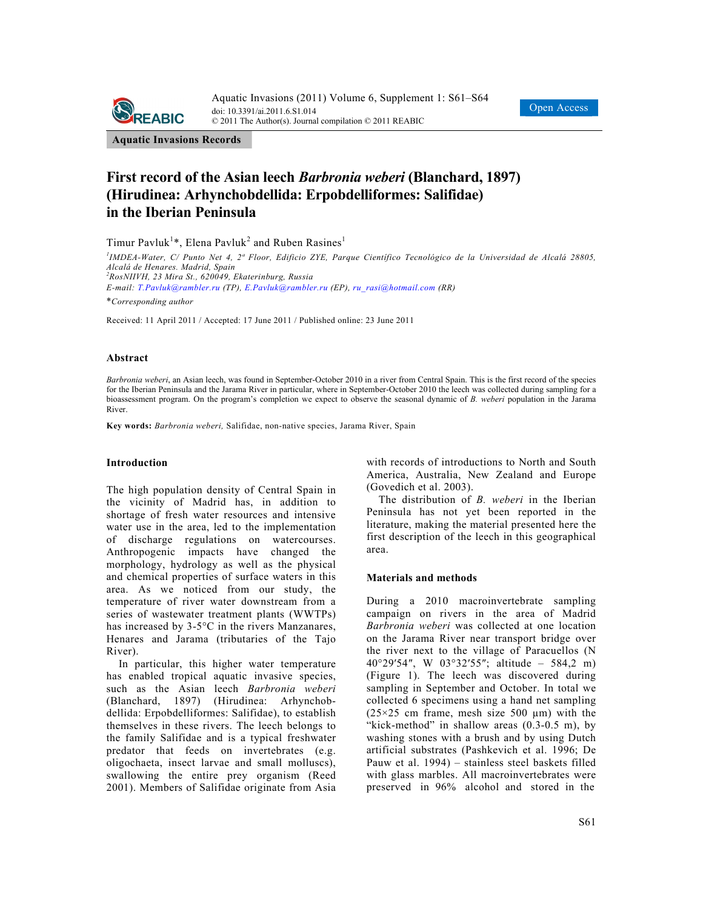**Aquatic Invasions Records**

# First record of the Asian leech *Barbronia weberi* (Blanchard, 1897) (Hirudinea: Arhynchobdellida: Erpobdelliformes: Salifidae) in the Iberian Peninsula

Timur Pavluk[1]*, Elena Pavluk[2] and Ruben Rasines[1]

[1]*IMDEA-Water, C/ Punto Net 4, 2ª Floor, Edificio ZYE, Parque Científico Tecnológico de la Universidad de Alcalá 28805, Alcalá de Henares. Madrid, Spain*
[2]*RosNIIVH, 23 Mira St., 620049, Ekaterinburg, Russia*
*E-mail: T.Pavluk@rambler.ru (TP), E.Pavluk@rambler.ru (EP), ru_rasi@hotmail.com (RR)*

\**Corresponding author*

Received: 11 April 2011 / Accepted: 17 June 2011 / Published online: 23 June 2011

## Abstract

*Barbronia weberi*, an Asian leech, was found in September-October 2010 in a river from Central Spain. This is the first record of the species for the Iberian Peninsula and the Jarama River in particular, where in September-October 2010 the leech was collected during sampling for a bioassessment program. On the program's completion we expect to observe the seasonal dynamic of *B. weberi* population in the Jarama River.

**Key words:** *Barbronia weberi,* Salifidae, non-native species, Jarama River, Spain

## Introduction

The high population density of Central Spain in the vicinity of Madrid has, in addition to shortage of fresh water resources and intensive water use in the area, led to the implementation of discharge regulations on watercourses. Anthropogenic impacts have changed the morphology, hydrology as well as the physical and chemical properties of surface waters in this area. As we noticed from our study, the temperature of river water downstream from a series of wastewater treatment plants (WWTPs) has increased by 3-5°C in the rivers Manzanares, Henares and Jarama (tributaries of the Tajo River).

In particular, this higher water temperature has enabled tropical aquatic invasive species, such as the Asian leech *Barbronia weberi* (Blanchard, 1897) (Hirudinea: Arhynchobdellida: Erpobdelliformes: Salifidae), to establish themselves in these rivers. The leech belongs to the family Salifidae and is a typical freshwater predator that feeds on invertebrates (e.g. oligochaeta, insect larvae and small molluscs), swallowing the entire prey organism (Reed 2001). Members of Salifidae originate from Asia with records of introductions to North and South America, Australia, New Zealand and Europe (Govedich et al. 2003).

The distribution of *B. weberi* in the Iberian Peninsula has not yet been reported in the literature, making the material presented here the first description of the leech in this geographical area.

## Materials and methods

During a 2010 macroinvertebrate sampling campaign on rivers in the area of Madrid *Barbronia weberi* was collected at one location on the Jarama River near transport bridge over the river next to the village of Paracuellos (N 40°29′54″, W 03°32′55″; altitude – 584,2 m) (Figure 1). The leech was discovered during sampling in September and October. In total we collected 6 specimens using a hand net sampling (25×25 cm frame, mesh size 500 µm) with the "kick-method" in shallow areas (0.3-0.5 m), by washing stones with a brush and by using Dutch artificial substrates (Pashkevich et al. 1996; De Pauw et al. 1994) – stainless steel baskets filled with glass marbles. All macroinvertebrates were preserved in 96% alcohol and stored in the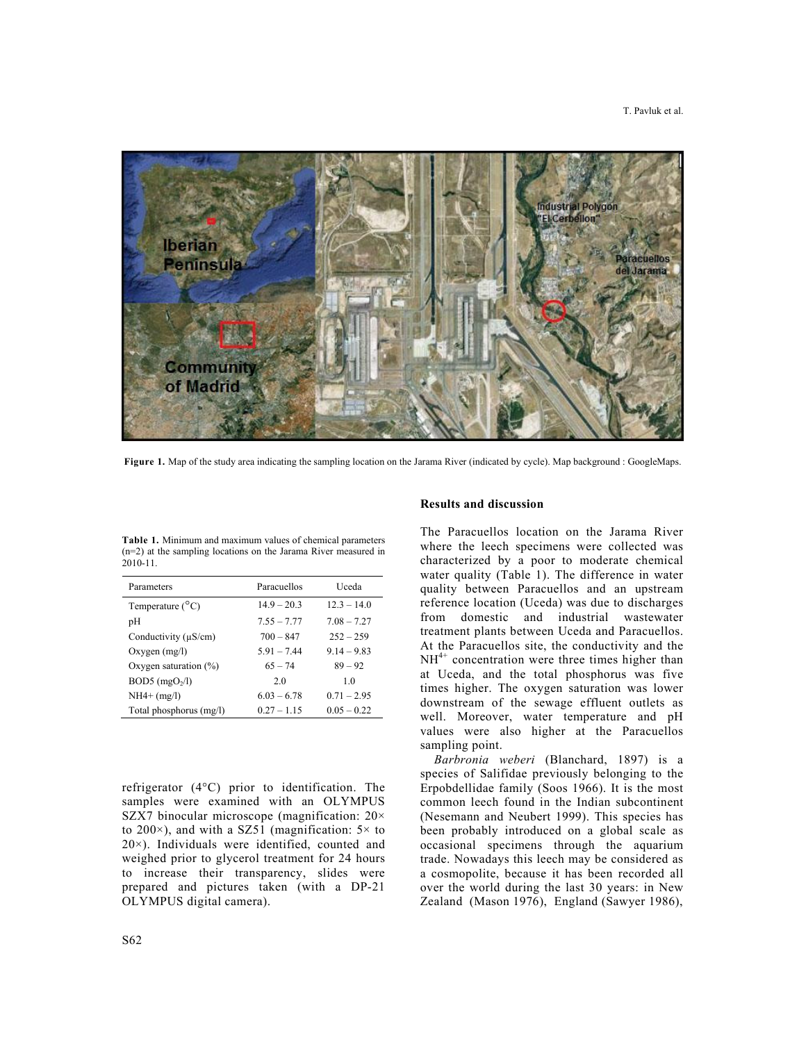Figure 1. Map of the study area indicating the sampling location on the Jarama River (indicated by cycle). Map background : GoogleMaps.

**Table 1.** Minimum and maximum values of chemical parameters (n=2) at the sampling locations on the Jarama River measured in 2010-11.

| Parameters | Paracuellos | Uceda |
|---|---|---|
| Temperature (°C) | 14.9 – 20.3 | 12.3 – 14.0 |
| pH | 7.55 – 7.77 | 7.08 – 7.27 |
| Conductivity (µS/cm) | 700 – 847 | 252 – 259 |
| Oxygen (mg/l) | 5.91 – 7.44 | 9.14 – 9.83 |
| Oxygen saturation (%) | 65 – 74 | 89 – 92 |
| BOD5 ($mgO_2$/l) | 2.0 | 1.0 |
| NH4+ (mg/l) | 6.03 – 6.78 | 0.71 – 2.95 |
| Total phosphorus (mg/l) | 0.27 – 1.15 | 0.05 – 0.22 |

refrigerator (4°C) prior to identification. The samples were examined with an OLYMPUS SZX7 binocular microscope (magnification: 20× to 200×), and with a SZ51 (magnification: 5× to 20×). Individuals were identified, counted and weighed prior to glycerol treatment for 24 hours to increase their transparency, slides were prepared and pictures taken (with a DP-21 OLYMPUS digital camera).

## Results and discussion

The Paracuellos location on the Jarama River where the leech specimens were collected was characterized by a poor to moderate chemical water quality (Table 1). The difference in water quality between Paracuellos and an upstream reference location (Uceda) was due to discharges from domestic and industrial wastewater treatment plants between Uceda and Paracuellos. At the Paracuellos site, the conductivity and the $NH^{4+}$ concentration were three times higher than at Uceda, and the total phosphorus was five times higher. The oxygen saturation was lower downstream of the sewage effluent outlets as well. Moreover, water temperature and pH values were also higher at the Paracuellos sampling point.

*Barbronia weberi* (Blanchard, 1897) is a species of Salifidae previously belonging to the Erpobdellidae family (Soos 1966). It is the most common leech found in the Indian subcontinent (Nesemann and Neubert 1999). This species has been probably introduced on a global scale as occasional specimens through the aquarium trade. Nowadays this leech may be considered as a cosmopolite, because it has been recorded all over the world during the last 30 years: in New Zealand (Mason 1976), England (Sawyer 1986),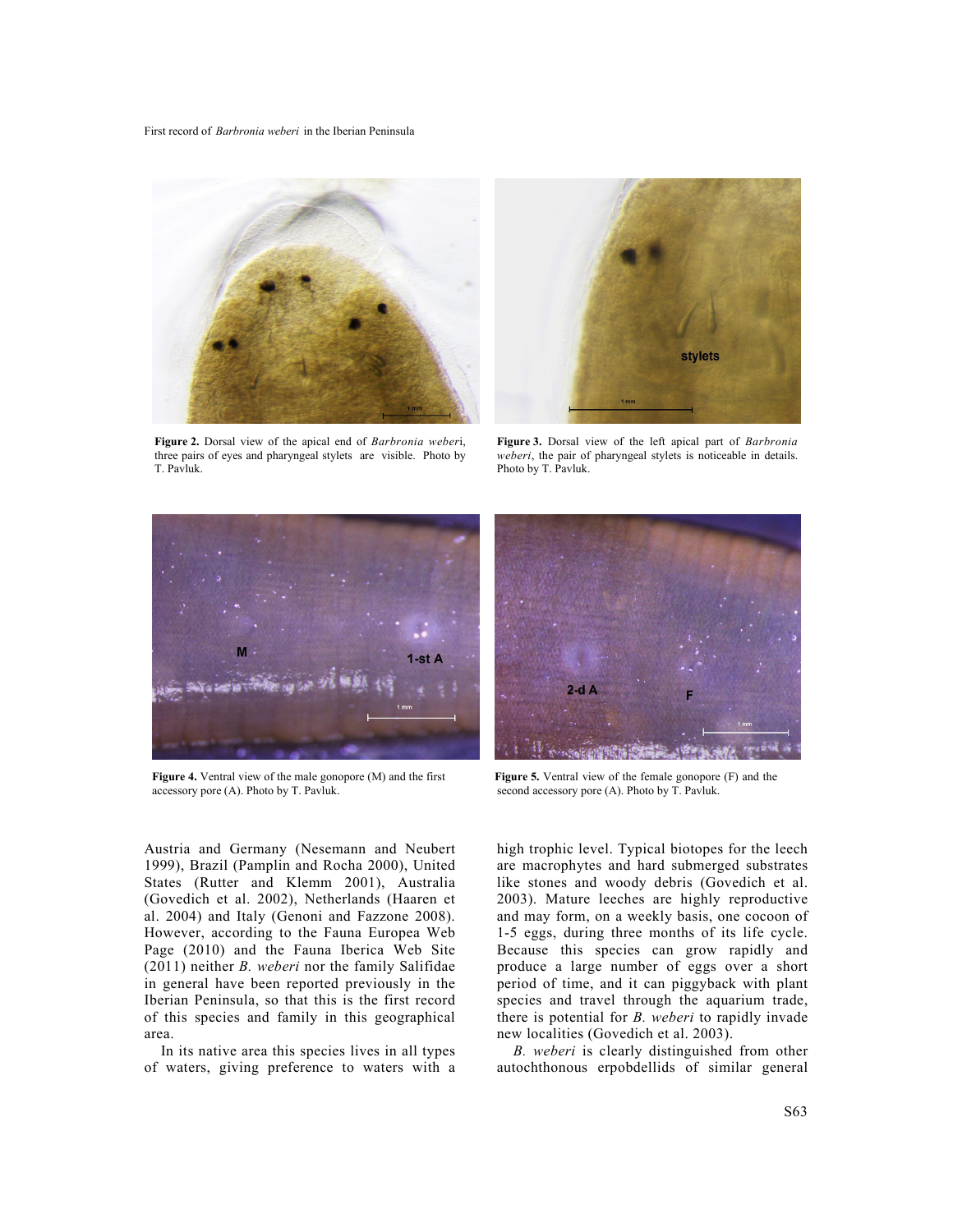**Figure 2.** Dorsal view of the apical end of *Barbronia weberi*, three pairs of eyes and pharyngeal stylets are visible. Photo by T. Pavluk.

**Figure 3.** Dorsal view of the left apical part of *Barbronia weberi*, the pair of pharyngeal stylets is noticeable in details. Photo by T. Pavluk.

**Figure 4.** Ventral view of the male gonopore (M) and the first accessory pore (A). Photo by T. Pavluk.

**Figure 5.** Ventral view of the female gonopore (F) and the second accessory pore (A). Photo by T. Pavluk.

Austria and Germany (Nesemann and Neubert 1999), Brazil (Pamplin and Rocha 2000), United States (Rutter and Klemm 2001), Australia (Govedich et al. 2002), Netherlands (Haaren et al. 2004) and Italy (Genoni and Fazzone 2008). However, according to the Fauna Europea Web Page (2010) and the Fauna Iberica Web Site (2011) neither *B. weberi* nor the family Salifidae in general have been reported previously in the Iberian Peninsula, so that this is the first record of this species and family in this geographical area.

In its native area this species lives in all types of waters, giving preference to waters with a high trophic level. Typical biotopes for the leech are macrophytes and hard submerged substrates like stones and woody debris (Govedich et al. 2003). Mature leeches are highly reproductive and may form, on a weekly basis, one cocoon of 1-5 eggs, during three months of its life cycle. Because this species can grow rapidly and produce a large number of eggs over a short period of time, and it can piggyback with plant species and travel through the aquarium trade, there is potential for *B. weberi* to rapidly invade new localities (Govedich et al. 2003).

*B. weberi* is clearly distinguished from other autochthonous erpobdellids of similar general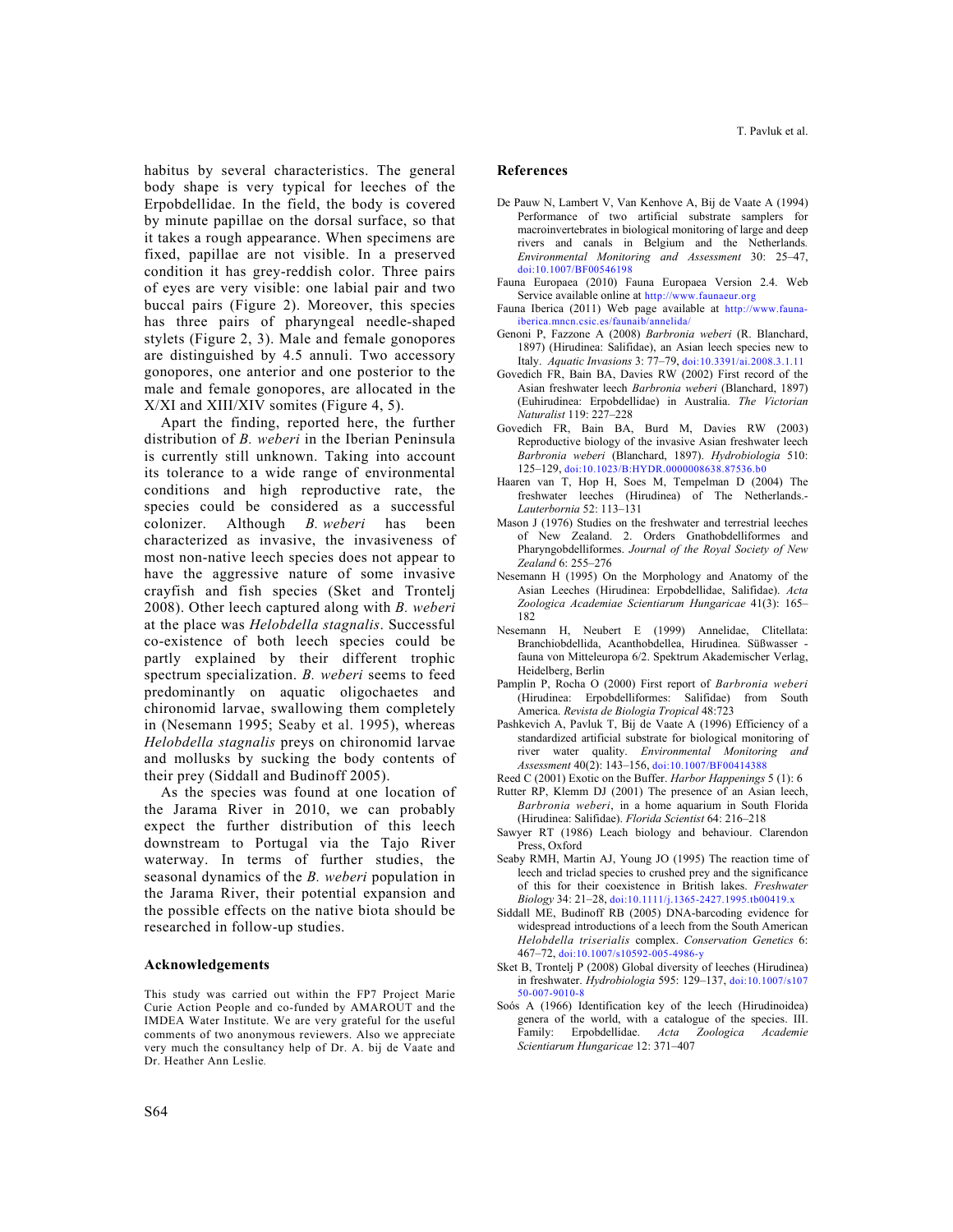habitus by several characteristics. The general body shape is very typical for leeches of the Erpobdellidae. In the field, the body is covered by minute papillae on the dorsal surface, so that it takes a rough appearance. When specimens are fixed, papillae are not visible. In a preserved condition it has grey-reddish color. Three pairs of eyes are very visible: one labial pair and two buccal pairs (Figure 2). Moreover, this species has three pairs of pharyngeal needle-shaped stylets (Figure 2, 3). Male and female gonopores are distinguished by 4.5 annuli. Two accessory gonopores, one anterior and one posterior to the male and female gonopores, are allocated in the X/XI and XIII/XIV somites (Figure 4, 5).

Apart the finding, reported here, the further distribution of *B. weberi* in the Iberian Peninsula is currently still unknown. Taking into account its tolerance to a wide range of environmental conditions and high reproductive rate, the species could be considered as a successful colonizer. Although *B. weberi* has been characterized as invasive, the invasiveness of most non-native leech species does not appear to have the aggressive nature of some invasive crayfish and fish species (Sket and Trontelj 2008). Other leech captured along with *B. weberi* at the place was *Helobdella stagnalis*. Successful co-existence of both leech species could be partly explained by their different trophic spectrum specialization. *B. weberi* seems to feed predominantly on aquatic oligochaetes and chironomid larvae, swallowing them completely in (Nesemann 1995; Seaby et al. 1995), whereas *Helobdella stagnalis* preys on chironomid larvae and mollusks by sucking the body contents of their prey (Siddall and Budinoff 2005).

As the species was found at one location of the Jarama River in 2010, we can probably expect the further distribution of this leech downstream to Portugal via the Tajo River waterway. In terms of further studies, the seasonal dynamics of the *B. weberi* population in the Jarama River, their potential expansion and the possible effects on the native biota should be researched in follow-up studies.

## Acknowledgements

This study was carried out within the FP7 Project Marie Curie Action People and co-funded by AMAROUT and the IMDEA Water Institute. We are very grateful for the useful comments of two anonymous reviewers. Also we appreciate very much the consultancy help of Dr. A. bij de Vaate and Dr. Heather Ann Leslie.

## References

De Pauw N, Lambert V, Van Kenhove A, Bij de Vaate A (1994) Performance of two artificial substrate samplers for macroinvertebrates in biological monitoring of large and deep rivers and canals in Belgium and the Netherlands. *Environmental Monitoring and Assessment* 30: 25–47, doi:10.1007/BF00546198

Fauna Europaea (2010) Fauna Europaea Version 2.4. Web Service available online at http://www.faunaeur.org

Fauna Iberica (2011) Web page available at http://www.fauna-iberica.mncn.csic.es/faunaib/annelida/

Genoni P, Fazzone A (2008) *Barbronia weberi* (R. Blanchard, 1897) (Hirudinea: Salifidae), an Asian leech species new to Italy. *Aquatic Invasions* 3: 77–79, doi:10.3391/ai.2008.3.1.11

Govedich FR, Bain BA, Davies RW (2002) First record of the Asian freshwater leech *Barbronia weberi* (Blanchard, 1897) (Euhirudinea: Erpobdellidae) in Australia. *The Victorian Naturalist* 119: 227–228

Govedich FR, Bain BA, Burd M, Davies RW (2003) Reproductive biology of the invasive Asian freshwater leech *Barbronia weberi* (Blanchard, 1897). *Hydrobiologia* 510: 125–129, doi:10.1023/B:HYDR.0000008638.87536.b0

Haaren van T, Hop H, Soes M, Tempelman D (2004) The freshwater leeches (Hirudinea) of The Netherlands.- *Lauterbornia* 52: 113–131

Mason J (1976) Studies on the freshwater and terrestrial leeches of New Zealand. 2. Orders Gnathobdelliformes and Pharyngobdelliformes. *Journal of the Royal Society of New Zealand* 6: 255–276

Nesemann H (1995) On the Morphology and Anatomy of the Asian Leeches (Hirudinea: Erpobdellidae, Salifidae). *Acta Zoologica Academiae Scientiarum Hungaricae* 41(3): 165–182

Nesemann H, Neubert E (1999) Annelidae, Clitellata: Branchiobdellida, Acanthobdellea, Hirudinea. Süßwasser - fauna von Mitteleuropa 6/2. Spektrum Akademischer Verlag, Heidelberg, Berlin

Pamplin P, Rocha O (2000) First report of *Barbronia weberi* (Hirudinea: Erpobdelliformes: Salifidae) from South America. *Revista de Biologia Tropical* 48:723

Pashkevich A, Pavluk T, Bij de Vaate A (1996) Efficiency of a standardized artificial substrate for biological monitoring of river water quality. *Environmental Monitoring and Assessment* 40(2): 143–156, doi:10.1007/BF00414388

Reed C (2001) Exotic on the Buffer. *Harbor Happenings* 5 (1): 6

Rutter RP, Klemm DJ (2001) The presence of an Asian leech, *Barbronia weberi*, in a home aquarium in South Florida (Hirudinea: Salifidae). *Florida Scientist* 64: 216–218

Sawyer RT (1986) Leach biology and behaviour. Clarendon Press, Oxford

Seaby RMH, Martin AJ, Young JO (1995) The reaction time of leech and triclad species to crushed prey and the significance of this for their coexistence in British lakes. *Freshwater Biology* 34: 21–28, doi:10.1111/j.1365-2427.1995.tb00419.x

Siddall ME, Budinoff RB (2005) DNA-barcoding evidence for widespread introductions of a leech from the South American *Helobdella triserialis* complex. *Conservation Genetics* 6: 467–72, doi:10.1007/s10592-005-4986-y

Sket B, Trontelj P (2008) Global diversity of leeches (Hirudinea) in freshwater. *Hydrobiologia* 595: 129–137, doi:10.1007/s10750-007-9010-8

Soós A (1966) Identification key of the leech (Hirudinoidea) genera of the world, with a catalogue of the species. III. Family: Erpobdellidae. *Acta Zoologica Academie Scientiarum Hungaricae* 12: 371–407